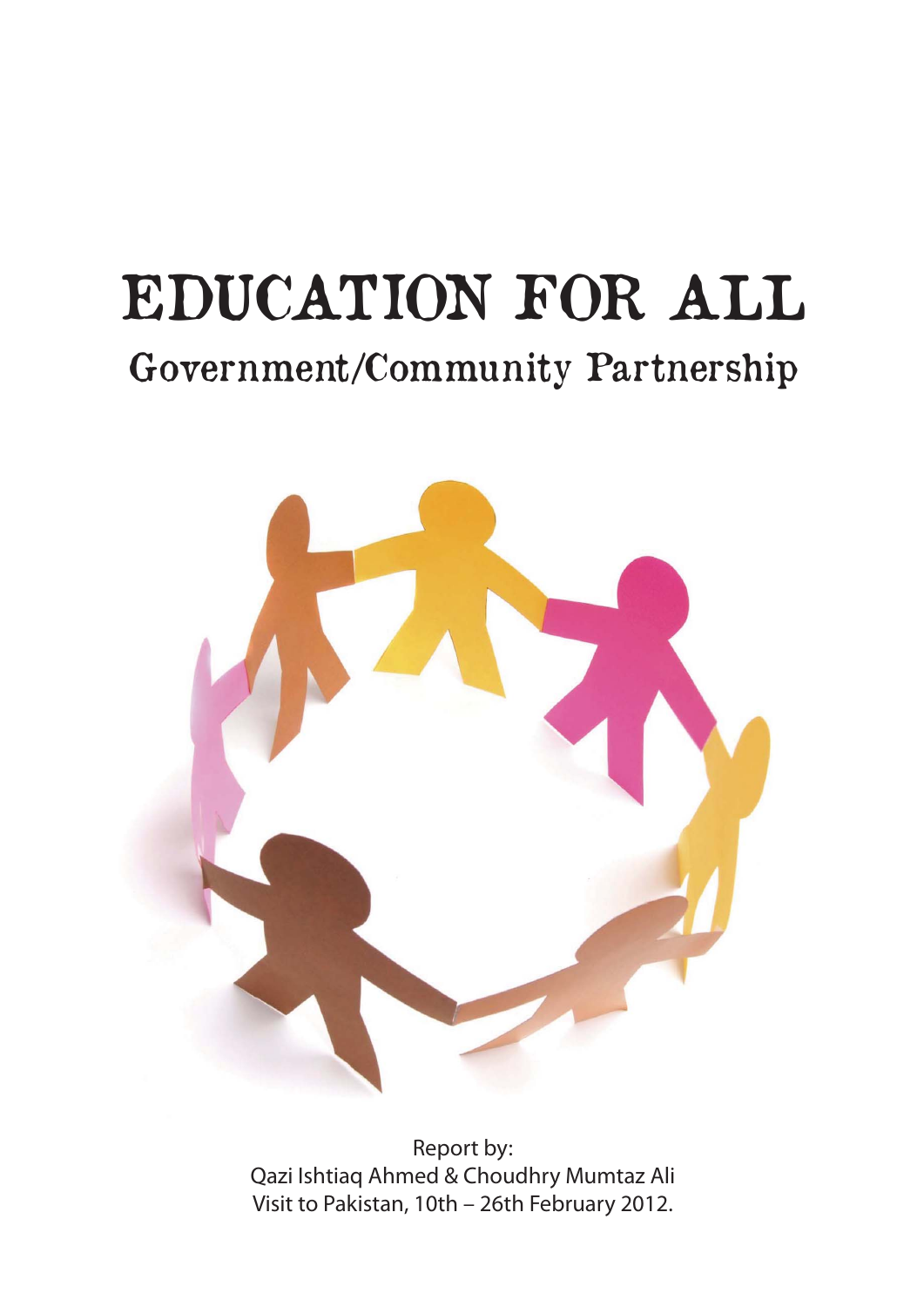# EDUCATION FOR ALL

## Government/Community Partnership

Report by:
Qazi Ishtiaq Ahmed & Choudhry Mumtaz Ali
Visit to Pakistan, 10th – 26th February 2012.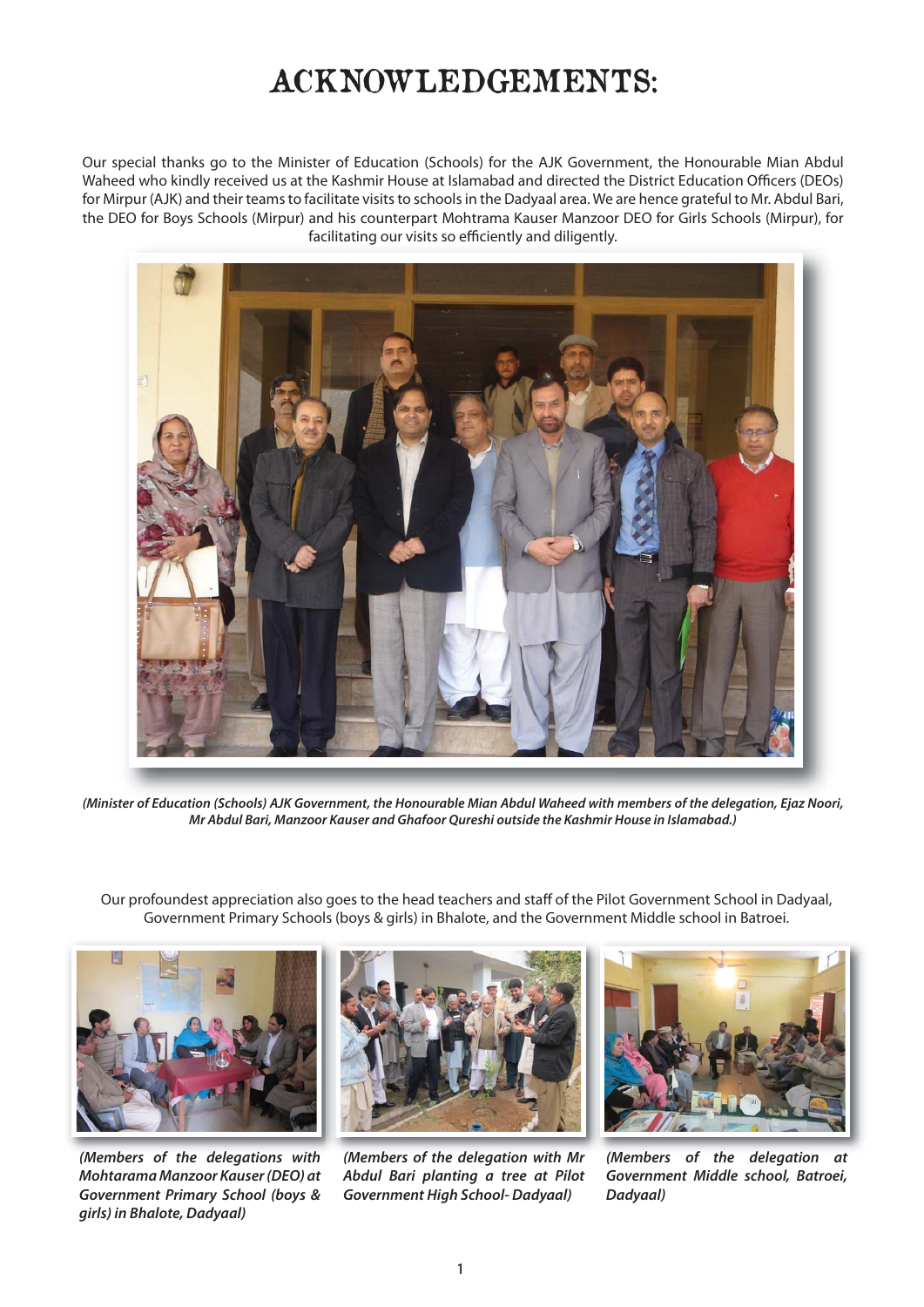# ACKNOWLEDGEMENTS:

Our special thanks go to the Minister of Education (Schools) for the AJK Government, the Honourable Mian Abdul Waheed who kindly received us at the Kashmir House at Islamabad and directed the District Education Officers (DEOs) for Mirpur (AJK) and their teams to facilitate visits to schools in the Dadyaal area. We are hence grateful to Mr. Abdul Bari, the DEO for Boys Schools (Mirpur) and his counterpart Mohtrama Kauser Manzoor DEO for Girls Schools (Mirpur), for facilitating our visits so efficiently and diligently.

***(Minister of Education (Schools) AJK Government, the Honourable Mian Abdul Waheed with members of the delegation, Ejaz Noori, Mr Abdul Bari, Manzoor Kauser and Ghafoor Qureshi outside the Kashmir House in Islamabad.)***

Our profoundest appreciation also goes to the head teachers and staff of the Pilot Government School in Dadyaal, Government Primary Schools (boys & girls) in Bhalote, and the Government Middle school in Batroei.

***(Members of the delegations with Mohtarama Manzoor Kauser (DEO) at Government Primary School (boys & girls) in Bhalote, Dadyaal)***

***(Members of the delegation with Mr Abdul Bari planting a tree at Pilot Government High School- Dadyaal)***

***(Members of the delegation at Government Middle school, Batroei, Dadyaal)***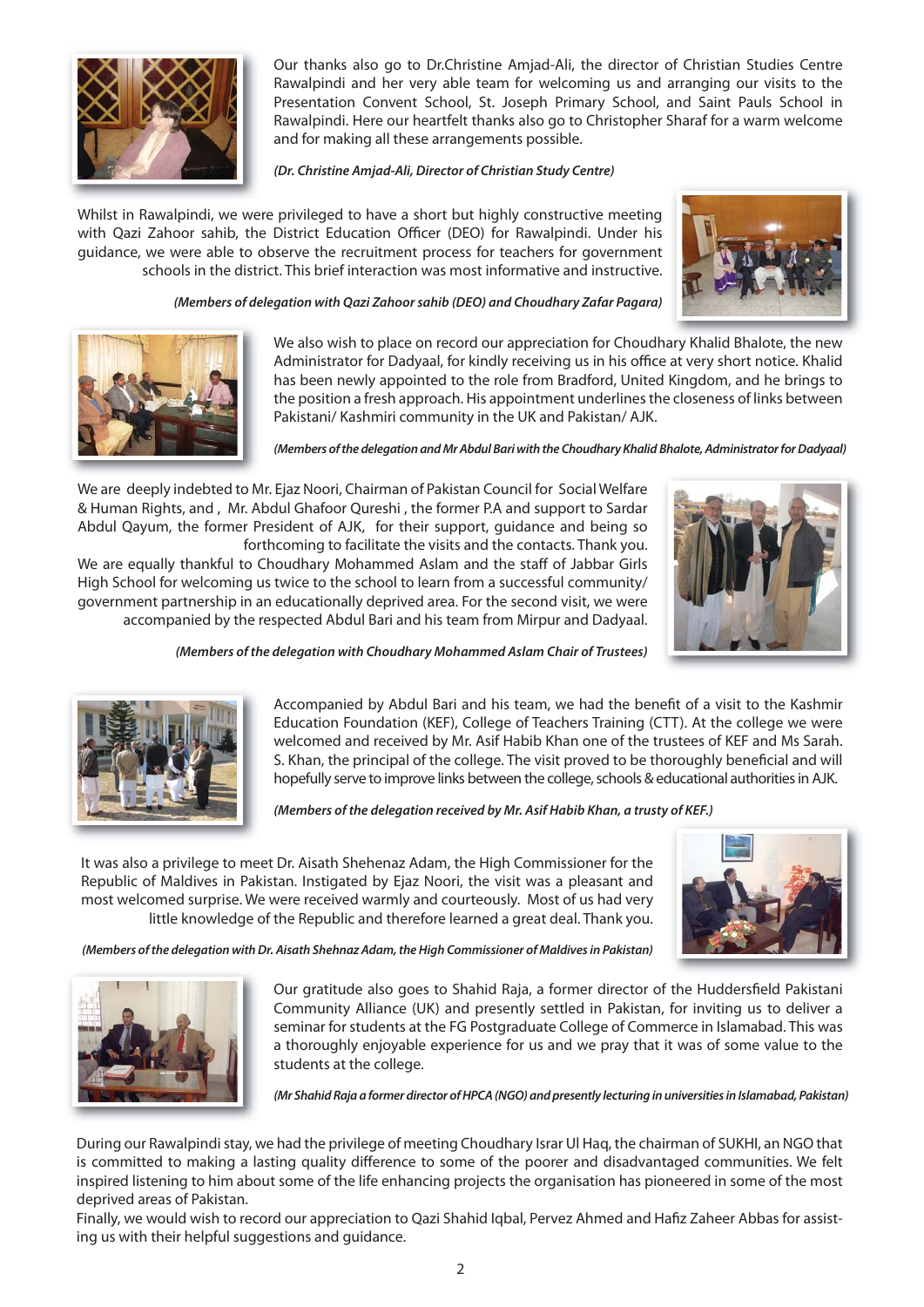Our thanks also go to Dr.Christine Amjad-Ali, the director of Christian Studies Centre Rawalpindi and her very able team for welcoming us and arranging our visits to the Presentation Convent School, St. Joseph Primary School, and Saint Pauls School in Rawalpindi. Here our heartfelt thanks also go to Christopher Sharaf for a warm welcome and for making all these arrangements possible.

***(Dr. Christine Amjad-Ali, Director of Christian Study Centre)***

Whilst in Rawalpindi, we were privileged to have a short but highly constructive meeting with Qazi Zahoor sahib, the District Education Officer (DEO) for Rawalpindi. Under his guidance, we were able to observe the recruitment process for teachers for government schools in the district. This brief interaction was most informative and instructive.

***(Members of delegation with Qazi Zahoor sahib (DEO) and Choudhary Zafar Pagara)***

We also wish to place on record our appreciation for Choudhary Khalid Bhalote, the new Administrator for Dadyaal, for kindly receiving us in his office at very short notice. Khalid has been newly appointed to the role from Bradford, United Kingdom, and he brings to the position a fresh approach. His appointment underlines the closeness of links between Pakistani/ Kashmiri community in the UK and Pakistan/ AJK.

***(Members of the delegation and Mr Abdul Bari with the Choudhary Khalid Bhalote, Administrator for Dadyaal)***

We are deeply indebted to Mr. Ejaz Noori, Chairman of Pakistan Council for Social Welfare & Human Rights, and , Mr. Abdul Ghafoor Qureshi , the former P.A and support to Sardar Abdul Qayum, the former President of AJK, for their support, guidance and being so forthcoming to facilitate the visits and the contacts. Thank you.

We are equally thankful to Choudhary Mohammed Aslam and the staff of Jabbar Girls High School for welcoming us twice to the school to learn from a successful community/ government partnership in an educationally deprived area. For the second visit, we were accompanied by the respected Abdul Bari and his team from Mirpur and Dadyaal.

***(Members of the delegation with Choudhary Mohammed Aslam Chair of Trustees)***

Accompanied by Abdul Bari and his team, we had the benefit of a visit to the Kashmir Education Foundation (KEF), College of Teachers Training (CTT). At the college we were welcomed and received by Mr. Asif Habib Khan one of the trustees of KEF and Ms Sarah. S. Khan, the principal of the college. The visit proved to be thoroughly beneficial and will hopefully serve to improve links between the college, schools & educational authorities in AJK.

***(Members of the delegation received by Mr. Asif Habib Khan, a trusty of KEF.)***

It was also a privilege to meet Dr. Aisath Shehenaz Adam, the High Commissioner for the Republic of Maldives in Pakistan. Instigated by Ejaz Noori, the visit was a pleasant and most welcomed surprise. We were received warmly and courteously. Most of us had very little knowledge of the Republic and therefore learned a great deal. Thank you.

***(Members of the delegation with Dr. Aisath Shehnaz Adam, the High Commissioner of Maldives in Pakistan)***

Our gratitude also goes to Shahid Raja, a former director of the Huddersfield Pakistani Community Alliance (UK) and presently settled in Pakistan, for inviting us to deliver a seminar for students at the FG Postgraduate College of Commerce in Islamabad. This was a thoroughly enjoyable experience for us and we pray that it was of some value to the students at the college.

***(Mr Shahid Raja a former director of HPCA (NGO) and presently lecturing in universities in Islamabad, Pakistan)***

During our Rawalpindi stay, we had the privilege of meeting Choudhary Israr Ul Haq, the chairman of SUKHI, an NGO that is committed to making a lasting quality difference to some of the poorer and disadvantaged communities. We felt inspired listening to him about some of the life enhancing projects the organisation has pioneered in some of the most deprived areas of Pakistan.

Finally, we would wish to record our appreciation to Qazi Shahid Iqbal, Pervez Ahmed and Hafiz Zaheer Abbas for assisting us with their helpful suggestions and guidance.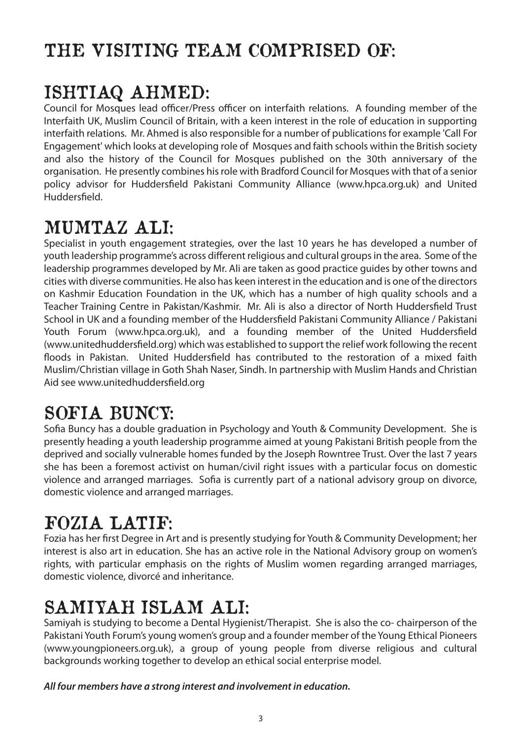# THE VISITING TEAM COMPRISED OF:

## ISHTIAQ AHMED:

Council for Mosques lead officer/Press officer on interfaith relations. A founding member of the Interfaith UK, Muslim Council of Britain, with a keen interest in the role of education in supporting interfaith relations. Mr. Ahmed is also responsible for a number of publications for example 'Call For Engagement' which looks at developing role of Mosques and faith schools within the British society and also the history of the Council for Mosques published on the 30th anniversary of the organisation. He presently combines his role with Bradford Council for Mosques with that of a senior policy advisor for Huddersfield Pakistani Community Alliance (www.hpca.org.uk) and United Huddersfield.

## MUMTAZ ALI:

Specialist in youth engagement strategies, over the last 10 years he has developed a number of youth leadership programme's across different religious and cultural groups in the area. Some of the leadership programmes developed by Mr. Ali are taken as good practice guides by other towns and cities with diverse communities. He also has keen interest in the education and is one of the directors on Kashmir Education Foundation in the UK, which has a number of high quality schools and a Teacher Training Centre in Pakistan/Kashmir. Mr. Ali is also a director of North Huddersfield Trust School in UK and a founding member of the Huddersfield Pakistani Community Alliance / Pakistani Youth Forum (www.hpca.org.uk), and a founding member of the United Huddersfield (www.unitedhuddersfield.org) which was established to support the relief work following the recent floods in Pakistan. United Huddersfield has contributed to the restoration of a mixed faith Muslim/Christian village in Goth Shah Naser, Sindh. In partnership with Muslim Hands and Christian Aid see www.unitedhuddersfield.org

## SOFIA BUNCY:

Sofia Buncy has a double graduation in Psychology and Youth & Community Development. She is presently heading a youth leadership programme aimed at young Pakistani British people from the deprived and socially vulnerable homes funded by the Joseph Rowntree Trust. Over the last 7 years she has been a foremost activist on human/civil right issues with a particular focus on domestic violence and arranged marriages. Sofia is currently part of a national advisory group on divorce, domestic violence and arranged marriages.

## FOZIA LATIF:

Fozia has her first Degree in Art and is presently studying for Youth & Community Development; her interest is also art in education. She has an active role in the National Advisory group on women's rights, with particular emphasis on the rights of Muslim women regarding arranged marriages, domestic violence, divorcé and inheritance.

## SAMIYAH ISLAM ALI:

Samiyah is studying to become a Dental Hygienist/Therapist. She is also the co- chairperson of the Pakistani Youth Forum's young women's group and a founder member of the Young Ethical Pioneers (www.youngpioneers.org.uk), a group of young people from diverse religious and cultural backgrounds working together to develop an ethical social enterprise model.

***All four members have a strong interest and involvement in education.***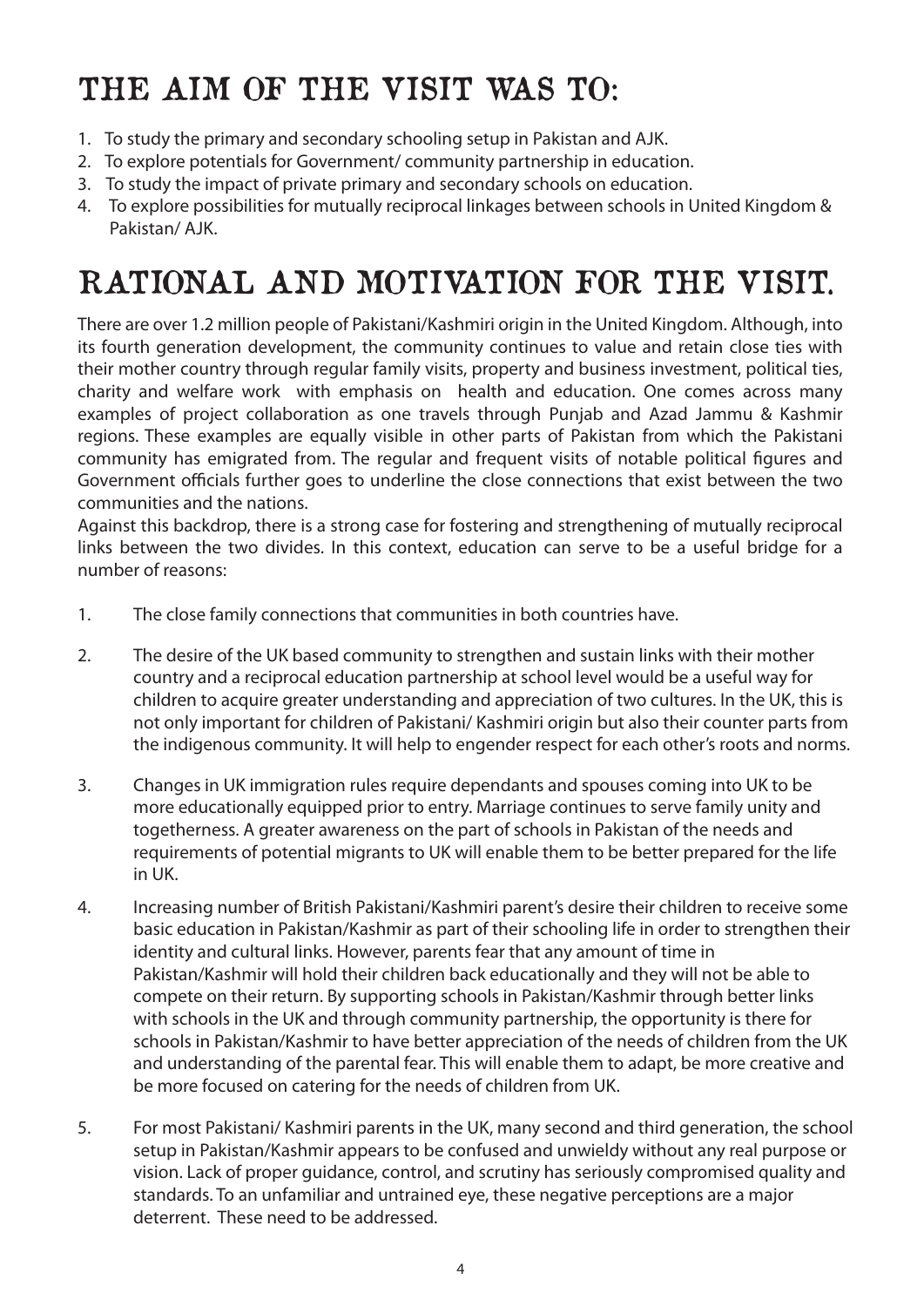# THE AIM OF THE VISIT WAS TO:

1. To study the primary and secondary schooling setup in Pakistan and AJK.
2. To explore potentials for Government/ community partnership in education.
3. To study the impact of private primary and secondary schools on education.
4. To explore possibilities for mutually reciprocal linkages between schools in United Kingdom & Pakistan/ AJK.

# RATIONAL AND MOTIVATION FOR THE VISIT.

There are over 1.2 million people of Pakistani/Kashmiri origin in the United Kingdom. Although, into its fourth generation development, the community continues to value and retain close ties with their mother country through regular family visits, property and business investment, political ties, charity and welfare work with emphasis on health and education. One comes across many examples of project collaboration as one travels through Punjab and Azad Jammu & Kashmir regions. These examples are equally visible in other parts of Pakistan from which the Pakistani community has emigrated from. The regular and frequent visits of notable political figures and Government officials further goes to underline the close connections that exist between the two communities and the nations.

Against this backdrop, there is a strong case for fostering and strengthening of mutually reciprocal links between the two divides. In this context, education can serve to be a useful bridge for a number of reasons:

1. The close family connections that communities in both countries have.

2. The desire of the UK based community to strengthen and sustain links with their mother country and a reciprocal education partnership at school level would be a useful way for children to acquire greater understanding and appreciation of two cultures. In the UK, this is not only important for children of Pakistani/ Kashmiri origin but also their counter parts from the indigenous community. It will help to engender respect for each other's roots and norms.

3. Changes in UK immigration rules require dependants and spouses coming into UK to be more educationally equipped prior to entry. Marriage continues to serve family unity and togetherness. A greater awareness on the part of schools in Pakistan of the needs and requirements of potential migrants to UK will enable them to be better prepared for the life in UK.

4. Increasing number of British Pakistani/Kashmiri parent's desire their children to receive some basic education in Pakistan/Kashmir as part of their schooling life in order to strengthen their identity and cultural links. However, parents fear that any amount of time in Pakistan/Kashmir will hold their children back educationally and they will not be able to compete on their return. By supporting schools in Pakistan/Kashmir through better links with schools in the UK and through community partnership, the opportunity is there for schools in Pakistan/Kashmir to have better appreciation of the needs of children from the UK and understanding of the parental fear. This will enable them to adapt, be more creative and be more focused on catering for the needs of children from UK.

5. For most Pakistani/ Kashmiri parents in the UK, many second and third generation, the school setup in Pakistan/Kashmir appears to be confused and unwieldy without any real purpose or vision. Lack of proper guidance, control, and scrutiny has seriously compromised quality and standards. To an unfamiliar and untrained eye, these negative perceptions are a major deterrent. These need to be addressed.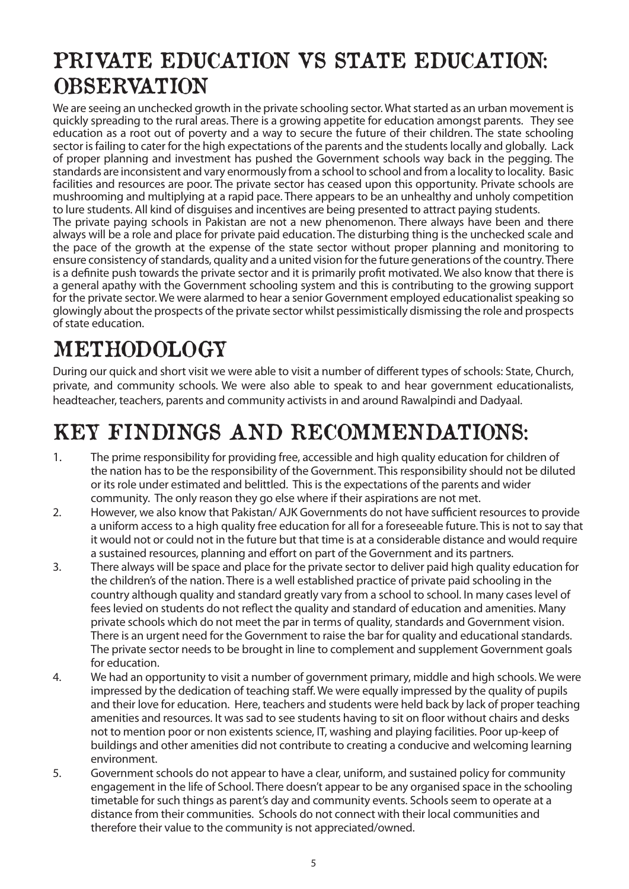# PRIVATE EDUCATION VS STATE EDUCATION: OBSERVATION

We are seeing an unchecked growth in the private schooling sector. What started as an urban movement is quickly spreading to the rural areas. There is a growing appetite for education amongst parents. They see education as a root out of poverty and a way to secure the future of their children. The state schooling sector is failing to cater for the high expectations of the parents and the students locally and globally. Lack of proper planning and investment has pushed the Government schools way back in the pegging. The standards are inconsistent and vary enormously from a school to school and from a locality to locality. Basic facilities and resources are poor. The private sector has ceased upon this opportunity. Private schools are mushrooming and multiplying at a rapid pace. There appears to be an unhealthy and unholy competition to lure students. All kind of disguises and incentives are being presented to attract paying students.

The private paying schools in Pakistan are not a new phenomenon. There always have been and there always will be a role and place for private paid education. The disturbing thing is the unchecked scale and the pace of the growth at the expense of the state sector without proper planning and monitoring to ensure consistency of standards, quality and a united vision for the future generations of the country. There is a definite push towards the private sector and it is primarily profit motivated. We also know that there is a general apathy with the Government schooling system and this is contributing to the growing support for the private sector. We were alarmed to hear a senior Government employed educationalist speaking so glowingly about the prospects of the private sector whilst pessimistically dismissing the role and prospects of state education.

# METHODOLOGY

During our quick and short visit we were able to visit a number of different types of schools: State, Church, private, and community schools. We were also able to speak to and hear government educationalists, headteacher, teachers, parents and community activists in and around Rawalpindi and Dadyaal.

# KEY FINDINGS AND RECOMMENDATIONS:

1. The prime responsibility for providing free, accessible and high quality education for children of the nation has to be the responsibility of the Government. This responsibility should not be diluted or its role under estimated and belittled. This is the expectations of the parents and wider community. The only reason they go else where if their aspirations are not met.
2. However, we also know that Pakistan/ AJK Governments do not have sufficient resources to provide a uniform access to a high quality free education for all for a foreseeable future. This is not to say that it would not or could not in the future but that time is at a considerable distance and would require a sustained resources, planning and effort on part of the Government and its partners.
3. There always will be space and place for the private sector to deliver paid high quality education for the children's of the nation. There is a well established practice of private paid schooling in the country although quality and standard greatly vary from a school to school. In many cases level of fees levied on students do not reflect the quality and standard of education and amenities. Many private schools which do not meet the par in terms of quality, standards and Government vision. There is an urgent need for the Government to raise the bar for quality and educational standards. The private sector needs to be brought in line to complement and supplement Government goals for education.
4. We had an opportunity to visit a number of government primary, middle and high schools. We were impressed by the dedication of teaching staff. We were equally impressed by the quality of pupils and their love for education. Here, teachers and students were held back by lack of proper teaching amenities and resources. It was sad to see students having to sit on floor without chairs and desks not to mention poor or non existents science, IT, washing and playing facilities. Poor up-keep of buildings and other amenities did not contribute to creating a conducive and welcoming learning environment.
5. Government schools do not appear to have a clear, uniform, and sustained policy for community engagement in the life of School. There doesn't appear to be any organised space in the schooling timetable for such things as parent's day and community events. Schools seem to operate at a distance from their communities. Schools do not connect with their local communities and therefore their value to the community is not appreciated/owned.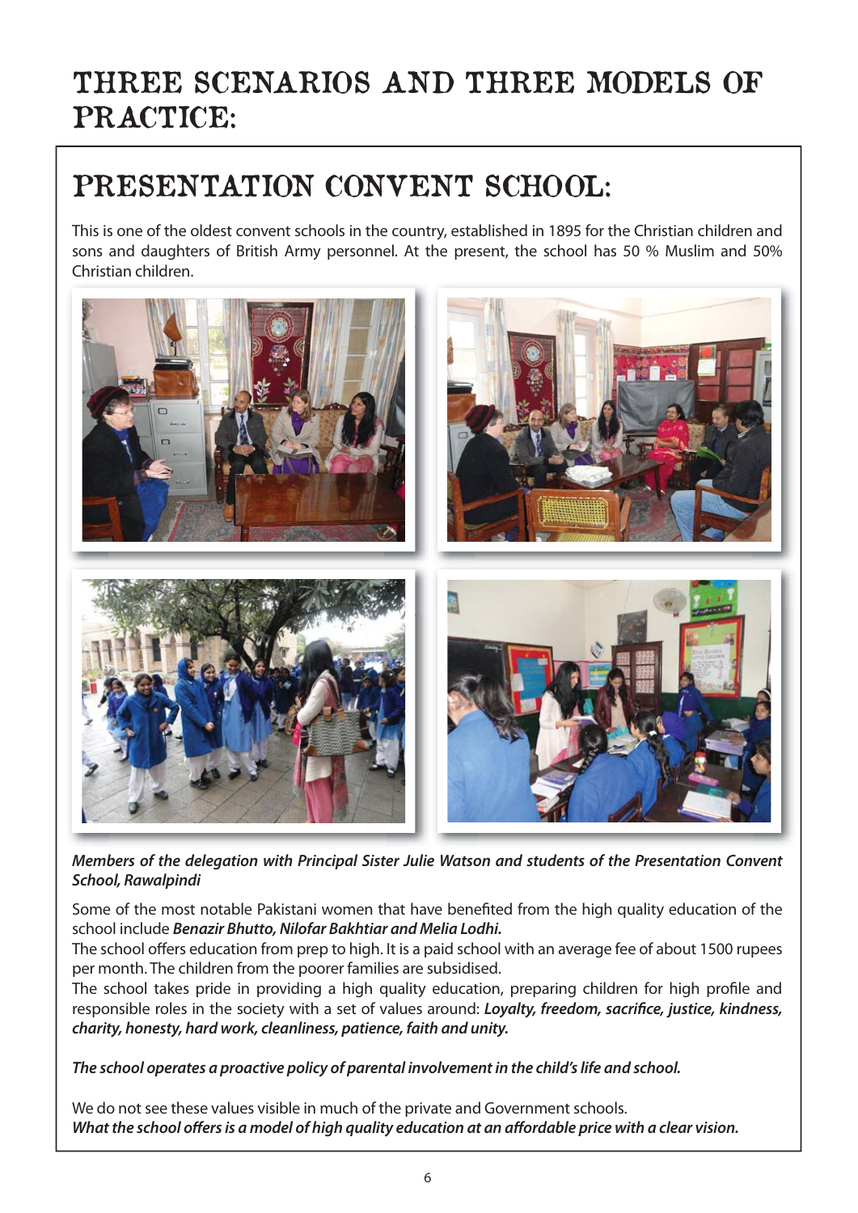# THREE SCENARIOS AND THREE MODELS OF PRACTICE:

## PRESENTATION CONVENT SCHOOL:

This is one of the oldest convent schools in the country, established in 1895 for the Christian children and sons and daughters of British Army personnel. At the present, the school has 50 % Muslim and 50% Christian children.

*Members of the delegation with Principal Sister Julie Watson and students of the Presentation Convent School, Rawalpindi*

Some of the most notable Pakistani women that have benefited from the high quality education of the school include ***Benazir Bhutto, Nilofar Bakhtiar and Melia Lodhi.***

The school offers education from prep to high. It is a paid school with an average fee of about 1500 rupees per month. The children from the poorer families are subsidised.

The school takes pride in providing a high quality education, preparing children for high profile and responsible roles in the society with a set of values around: ***Loyalty, freedom, sacrifice, justice, kindness, charity, honesty, hard work, cleanliness, patience, faith and unity.***

***The school operates a proactive policy of parental involvement in the child's life and school.***

We do not see these values visible in much of the private and Government schools.
***What the school offers is a model of high quality education at an affordable price with a clear vision.***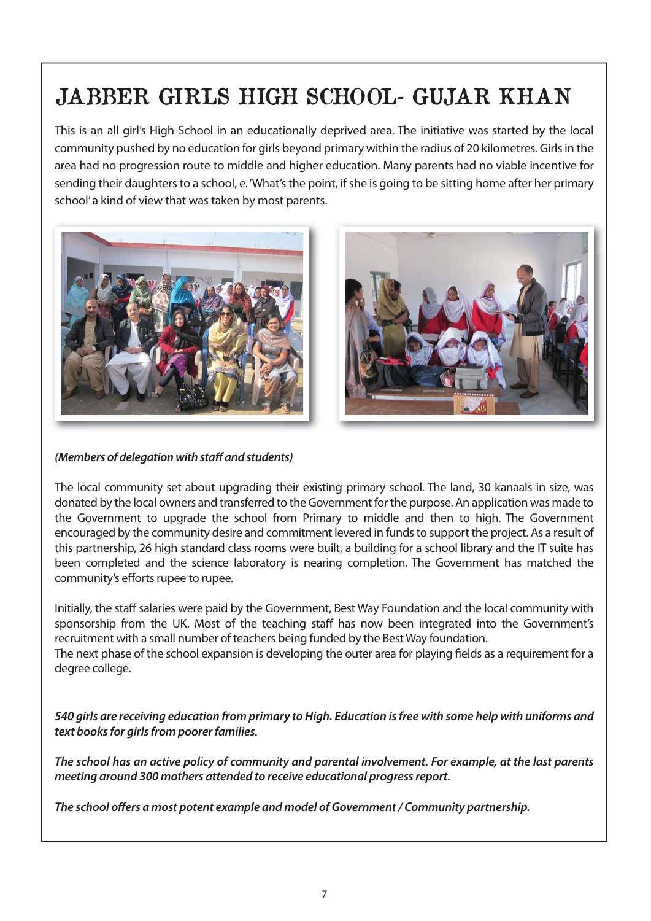# JABBER GIRLS HIGH SCHOOL- GUJAR KHAN

This is an all girl's High School in an educationally deprived area. The initiative was started by the local community pushed by no education for girls beyond primary within the radius of 20 kilometres. Girls in the area had no progression route to middle and higher education. Many parents had no viable incentive for sending their daughters to a school, e. 'What's the point, if she is going to be sitting home after her primary school' a kind of view that was taken by most parents.

***(Members of delegation with staff and students)***

The local community set about upgrading their existing primary school. The land, 30 kanaals in size, was donated by the local owners and transferred to the Government for the purpose. An application was made to the Government to upgrade the school from Primary to middle and then to high. The Government encouraged by the community desire and commitment levered in funds to support the project. As a result of this partnership, 26 high standard class rooms were built, a building for a school library and the IT suite has been completed and the science laboratory is nearing completion. The Government has matched the community's efforts rupee to rupee.

Initially, the staff salaries were paid by the Government, Best Way Foundation and the local community with sponsorship from the UK. Most of the teaching staff has now been integrated into the Government's recruitment with a small number of teachers being funded by the Best Way foundation.
The next phase of the school expansion is developing the outer area for playing fields as a requirement for a degree college.

***540 girls are receiving education from primary to High. Education is free with some help with uniforms and text books for girls from poorer families.***

***The school has an active policy of community and parental involvement. For example, at the last parents meeting around 300 mothers attended to receive educational progress report.***

***The school offers a most potent example and model of Government / Community partnership.***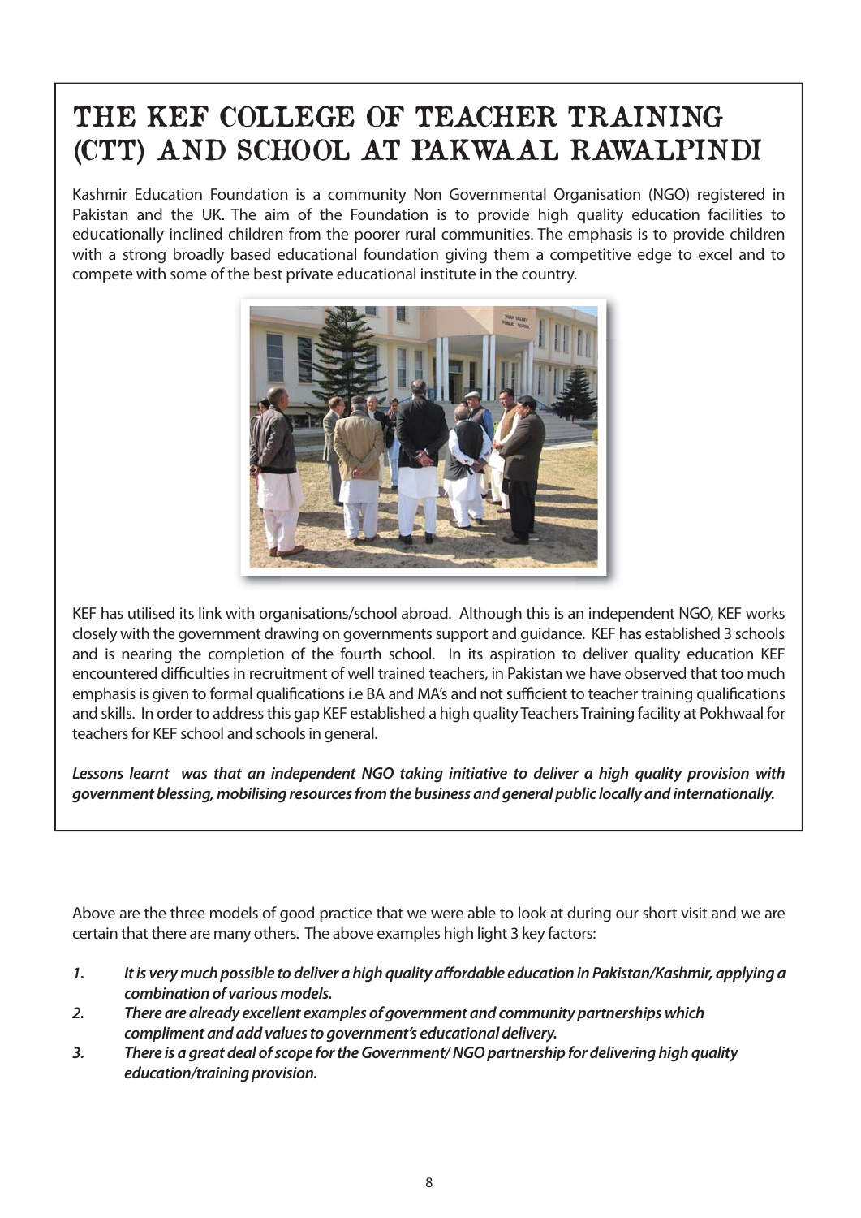# THE KEF COLLEGE OF TEACHER TRAINING (CTT) AND SCHOOL AT PAKWAAL RAWALPINDI

Kashmir Education Foundation is a community Non Governmental Organisation (NGO) registered in Pakistan and the UK. The aim of the Foundation is to provide high quality education facilities to educationally inclined children from the poorer rural communities. The emphasis is to provide children with a strong broadly based educational foundation giving them a competitive edge to excel and to compete with some of the best private educational institute in the country.

KEF has utilised its link with organisations/school abroad. Although this is an independent NGO, KEF works closely with the government drawing on governments support and guidance. KEF has established 3 schools and is nearing the completion of the fourth school. In its aspiration to deliver quality education KEF encountered difficulties in recruitment of well trained teachers, in Pakistan we have observed that too much emphasis is given to formal qualifications i.e BA and MA's and not sufficient to teacher training qualifications and skills. In order to address this gap KEF established a high quality Teachers Training facility at Pokhwaal for teachers for KEF school and schools in general.

***Lessons learnt was that an independent NGO taking initiative to deliver a high quality provision with government blessing, mobilising resources from the business and general public locally and internationally.***

Above are the three models of good practice that we were able to look at during our short visit and we are certain that there are many others. The above examples high light 3 key factors:

1. ***It is very much possible to deliver a high quality affordable education in Pakistan/Kashmir, applying a combination of various models.***
2. ***There are already excellent examples of government and community partnerships which compliment and add values to government's educational delivery.***
3. ***There is a great deal of scope for the Government/ NGO partnership for delivering high quality education/training provision.***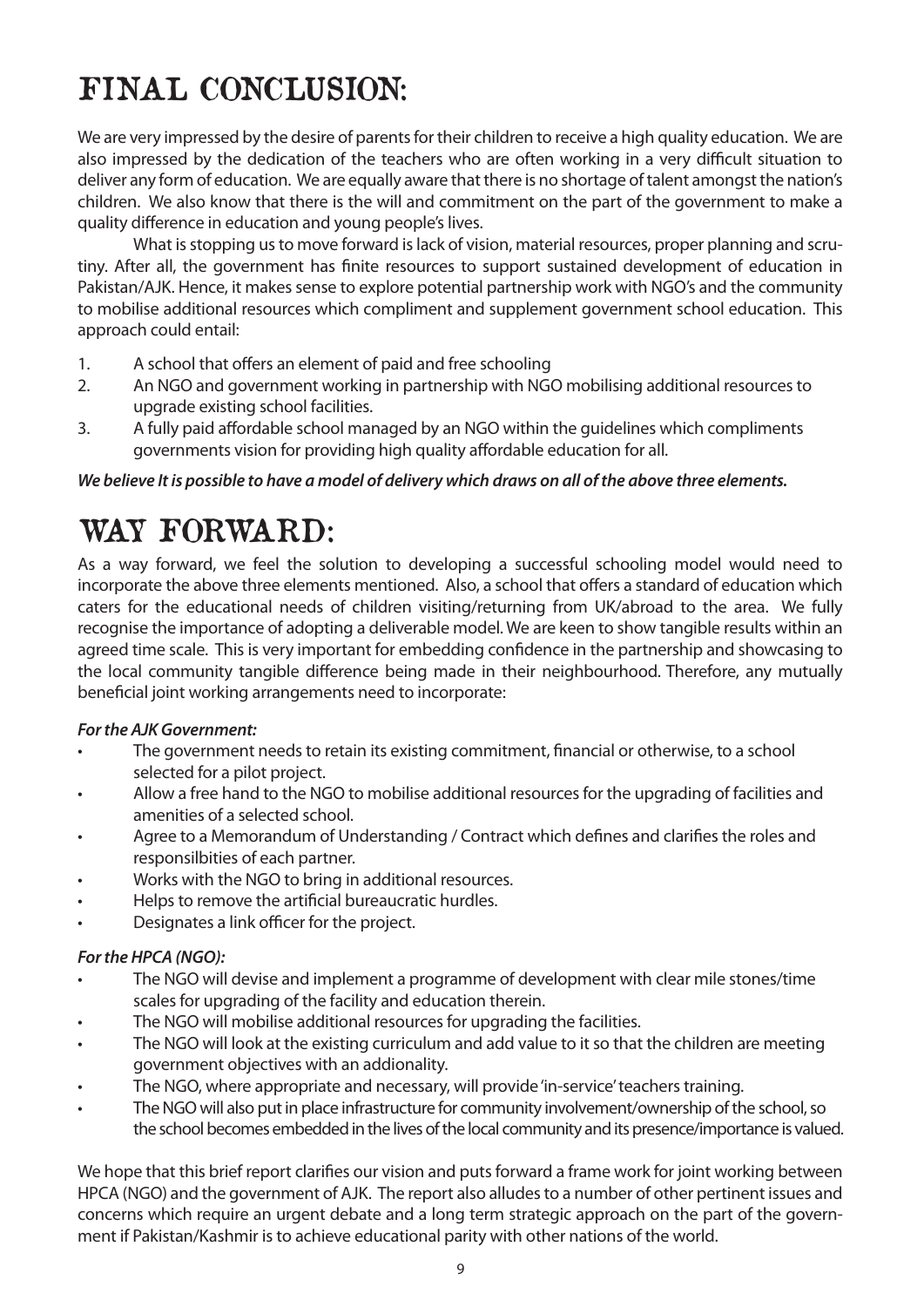# FINAL CONCLUSION:

We are very impressed by the desire of parents for their children to receive a high quality education. We are also impressed by the dedication of the teachers who are often working in a very difficult situation to deliver any form of education. We are equally aware that there is no shortage of talent amongst the nation's children. We also know that there is the will and commitment on the part of the government to make a quality difference in education and young people's lives.

What is stopping us to move forward is lack of vision, material resources, proper planning and scrutiny. After all, the government has finite resources to support sustained development of education in Pakistan/AJK. Hence, it makes sense to explore potential partnership work with NGO's and the community to mobilise additional resources which compliment and supplement government school education. This approach could entail:

1. A school that offers an element of paid and free schooling
2. An NGO and government working in partnership with NGO mobilising additional resources to upgrade existing school facilities.
3. A fully paid affordable school managed by an NGO within the guidelines which compliments governments vision for providing high quality affordable education for all.

***We believe It is possible to have a model of delivery which draws on all of the above three elements.***

# WAY FORWARD:

As a way forward, we feel the solution to developing a successful schooling model would need to incorporate the above three elements mentioned. Also, a school that offers a standard of education which caters for the educational needs of children visiting/returning from UK/abroad to the area. We fully recognise the importance of adopting a deliverable model. We are keen to show tangible results within an agreed time scale. This is very important for embedding confidence in the partnership and showcasing to the local community tangible difference being made in their neighbourhood. Therefore, any mutually beneficial joint working arrangements need to incorporate:

***For the AJK Government:***

- The government needs to retain its existing commitment, financial or otherwise, to a school selected for a pilot project.
- Allow a free hand to the NGO to mobilise additional resources for the upgrading of facilities and amenities of a selected school.
- Agree to a Memorandum of Understanding / Contract which defines and clarifies the roles and responsilbities of each partner.
- Works with the NGO to bring in additional resources.
- Helps to remove the artificial bureaucratic hurdles.
- Designates a link officer for the project.

***For the HPCA (NGO):***

- The NGO will devise and implement a programme of development with clear mile stones/time scales for upgrading of the facility and education therein.
- The NGO will mobilise additional resources for upgrading the facilities.
- The NGO will look at the existing curriculum and add value to it so that the children are meeting government objectives with an addionality.
- The NGO, where appropriate and necessary, will provide 'in-service' teachers training.
- The NGO will also put in place infrastructure for community involvement/ownership of the school, so the school becomes embedded in the lives of the local community and its presence/importance is valued.

We hope that this brief report clarifies our vision and puts forward a frame work for joint working between HPCA (NGO) and the government of AJK. The report also alludes to a number of other pertinent issues and concerns which require an urgent debate and a long term strategic approach on the part of the government if Pakistan/Kashmir is to achieve educational parity with other nations of the world.